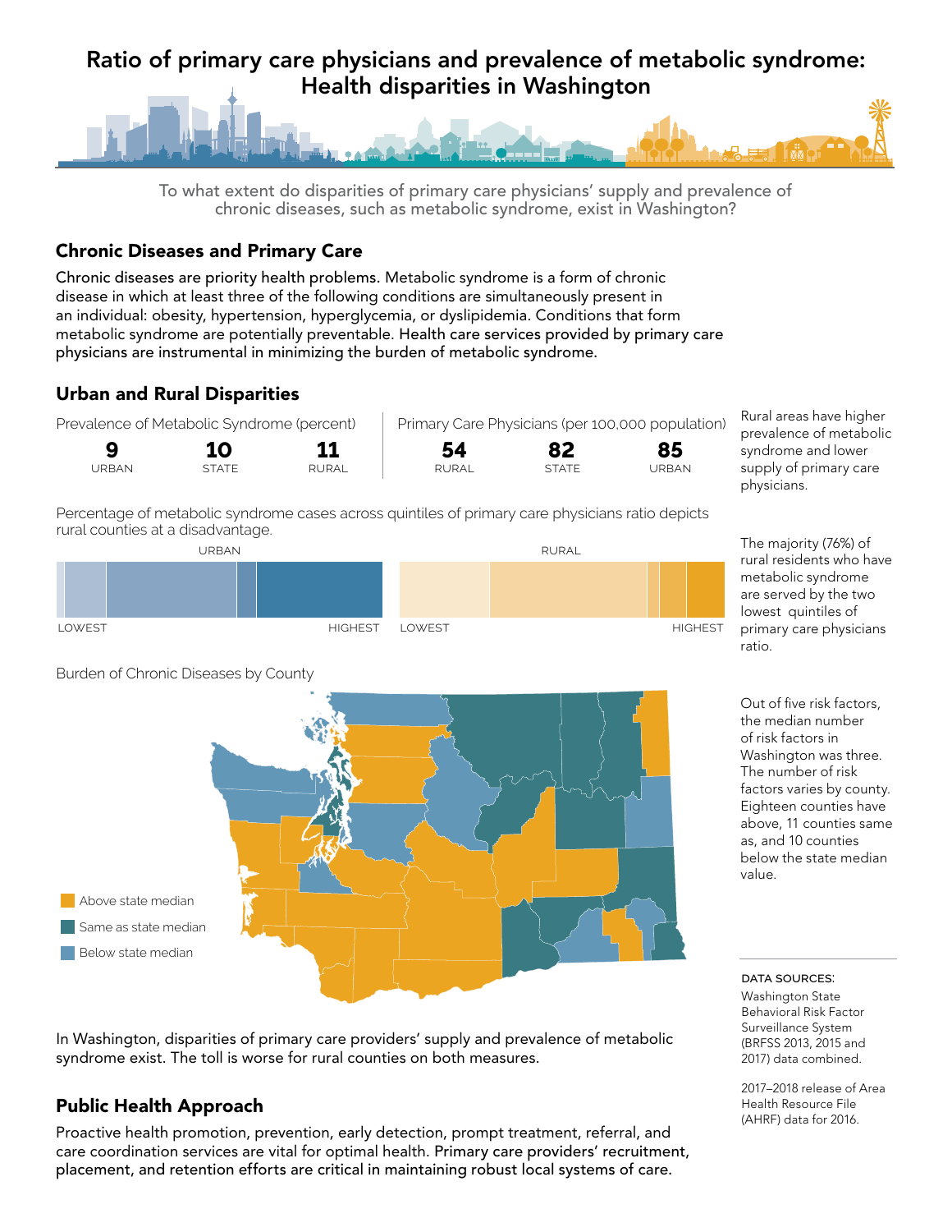# Ratio of primary care physicians and prevalence of metabolic syndrome: Health disparities in Washington

To what extent do disparities of primary care physicians' supply and prevalence of chronic diseases, such as metabolic syndrome, exist in Washington?

## Chronic Diseases and Primary Care

Chronic diseases are priority health problems. Metabolic syndrome is a form of chronic disease in which at least three of the following conditions are simultaneously present in an individual: obesity, hypertension, hyperglycemia, or dyslipidemia. Conditions that form metabolic syndrome are potentially preventable. Health care services provided by primary care physicians are instrumental in minimizing the burden of metabolic syndrome.

## Urban and Rural Disparities

| Prevalence of Metabolic Syndrome (percent) | | |
|---|---|---|
| URBAN | STATE | RURAL |
| 9 | 10 | 11 |

| Primary Care Physicians (per 100,000 population) | | |
|---|---|---|
| RURAL | STATE | URBAN |
| 54 | 82 | 85 |

Rural areas have higher prevalence of metabolic syndrome and lower supply of primary care physicians.

Percentage of metabolic syndrome cases across quintiles of primary care physicians ratio depicts rural counties at a disadvantage.

URBAN: LOWEST — HIGHEST

RURAL: LOWEST — HIGHEST

The majority (76%) of rural residents who have metabolic syndrome are served by the two lowest quintiles of primary care physicians ratio.

Burden of Chronic Diseases by County

- Above state median
- Same as state median
- Below state median

Out of five risk factors, the median number of risk factors in Washington was three. The number of risk factors varies by county. Eighteen counties have above, 11 counties same as, and 10 counties below the state median value.

In Washington, disparities of primary care providers' supply and prevalence of metabolic syndrome exist. The toll is worse for rural counties on both measures.

## Public Health Approach

Proactive health promotion, prevention, early detection, prompt treatment, referral, and care coordination services are vital for optimal health. Primary care providers' recruitment, placement, and retention efforts are critical in maintaining robust local systems of care.

DATA SOURCES:

Washington State Behavioral Risk Factor Surveillance System (BRFSS 2013, 2015 and 2017) data combined.

2017–2018 release of Area Health Resource File (AHRF) data for 2016.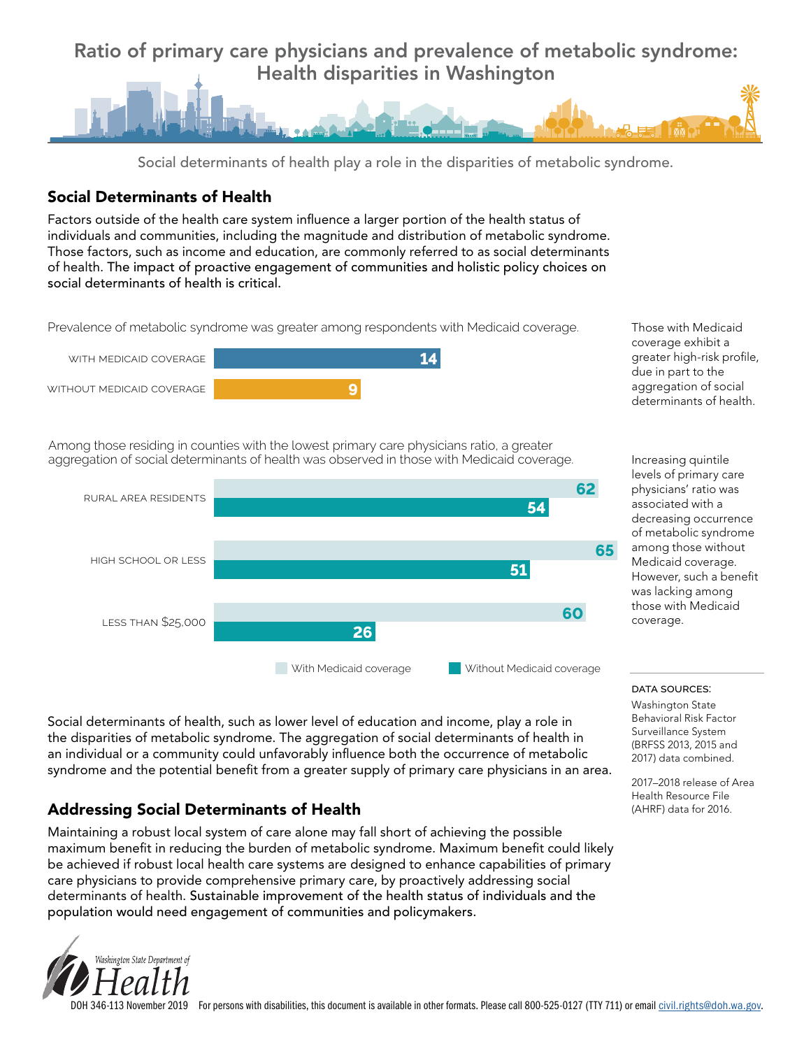# Ratio of primary care physicians and prevalence of metabolic syndrome: Health disparities in Washington

Social determinants of health play a role in the disparities of metabolic syndrome.

## Social Determinants of Health

Factors outside of the health care system influence a larger portion of the health status of individuals and communities, including the magnitude and distribution of metabolic syndrome. Those factors, such as income and education, are commonly referred to as social determinants of health. The impact of proactive engagement of communities and holistic policy choices on social determinants of health is critical.

Prevalence of metabolic syndrome was greater among respondents with Medicaid coverage.

WITH MEDICAID COVERAGE 14

WITHOUT MEDICAID COVERAGE 9

Those with Medicaid coverage exhibit a greater high-risk profile, due in part to the aggregation of social determinants of health.

Among those residing in counties with the lowest primary care physicians ratio, a greater aggregation of social determinants of health was observed in those with Medicaid coverage.

RURAL AREA RESIDENTS 62 54

HIGH SCHOOL OR LESS 65 51

LESS THAN $25,000 60 26

With Medicaid coverage

Without Medicaid coverage

Increasing quintile levels of primary care physicians' ratio was associated with a decreasing occurrence of metabolic syndrome among those without Medicaid coverage. However, such a benefit was lacking among those with Medicaid coverage.

Social determinants of health, such as lower level of education and income, play a role in the disparities of metabolic syndrome. The aggregation of social determinants of health in an individual or a community could unfavorably influence both the occurrence of metabolic syndrome and the potential benefit from a greater supply of primary care physicians in an area.

## Addressing Social Determinants of Health

Maintaining a robust local system of care alone may fall short of achieving the possible maximum benefit in reducing the burden of metabolic syndrome. Maximum benefit could likely be achieved if robust local health care systems are designed to enhance capabilities of primary care physicians to provide comprehensive primary care, by proactively addressing social determinants of health. Sustainable improvement of the health status of individuals and the population would need engagement of communities and policymakers.

DATA SOURCES:

Washington State Behavioral Risk Factor Surveillance System (BRFSS 2013, 2015 and 2017) data combined.

2017–2018 release of Area Health Resource File (AHRF) data for 2016.

Washington State Department of Health

DOH 346-113 November 2019 For persons with disabilities, this document is available in other formats. Please call 800-525-0127 (TTY 711) or email civil.rights@doh.wa.gov.